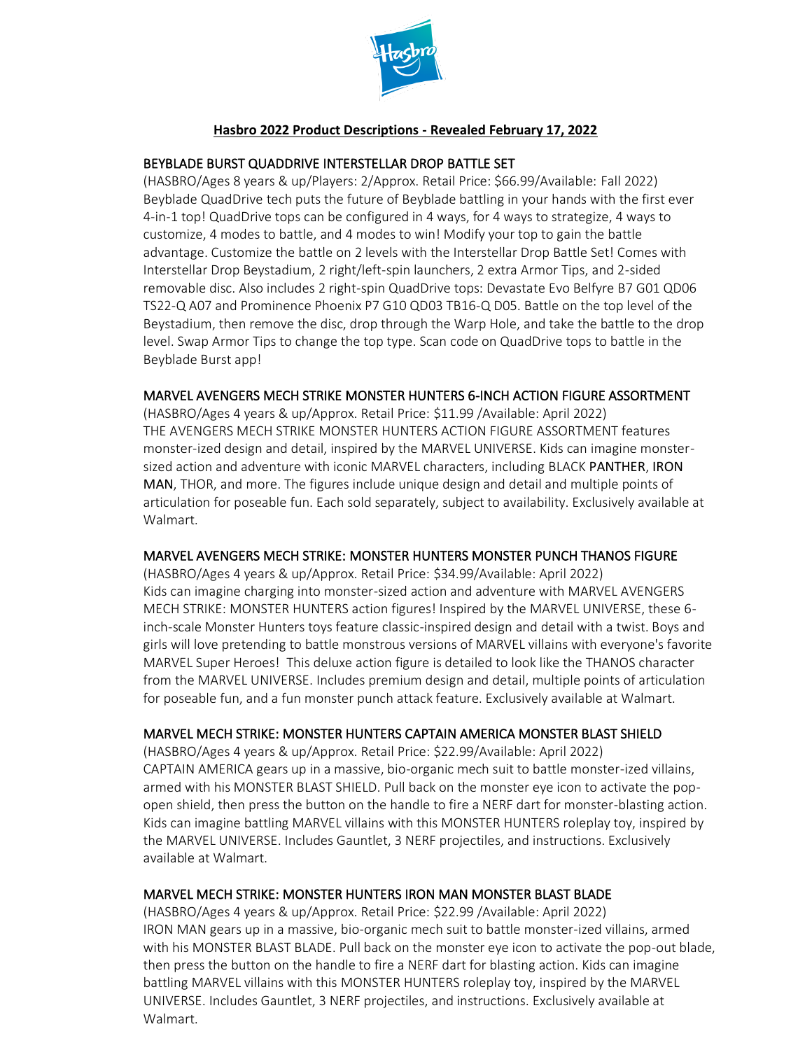# Hasbro 2022 Product Descriptions - Revealed February 17, 2022

## BEYBLADE BURST QUADDRIVE INTERSTELLAR DROP BATTLE SET

(HASBRO/Ages 8 years & up/Players: 2/Approx. Retail Price: $66.99/Available: Fall 2022)
Beyblade QuadDrive tech puts the future of Beyblade battling in your hands with the first ever 4-in-1 top! QuadDrive tops can be configured in 4 ways, for 4 ways to strategize, 4 ways to customize, 4 modes to battle, and 4 modes to win! Modify your top to gain the battle advantage. Customize the battle on 2 levels with the Interstellar Drop Battle Set! Comes with Interstellar Drop Beystadium, 2 right/left-spin launchers, 2 extra Armor Tips, and 2-sided removable disc. Also includes 2 right-spin QuadDrive tops: Devastate Evo Belfyre B7 G01 QD06 TS22-Q A07 and Prominence Phoenix P7 G10 QD03 TB16-Q D05. Battle on the top level of the Beystadium, then remove the disc, drop through the Warp Hole, and take the battle to the drop level. Swap Armor Tips to change the top type. Scan code on QuadDrive tops to battle in the Beyblade Burst app!

## MARVEL AVENGERS MECH STRIKE MONSTER HUNTERS 6-INCH ACTION FIGURE ASSORTMENT

(HASBRO/Ages 4 years & up/Approx. Retail Price: $11.99 /Available: April 2022)
THE AVENGERS MECH STRIKE MONSTER HUNTERS ACTION FIGURE ASSORTMENT features monster-ized design and detail, inspired by the MARVEL UNIVERSE. Kids can imagine monster-sized action and adventure with iconic MARVEL characters, including BLACK PANTHER, IRON MAN, THOR, and more. The figures include unique design and detail and multiple points of articulation for poseable fun. Each sold separately, subject to availability. Exclusively available at Walmart.

## MARVEL AVENGERS MECH STRIKE: MONSTER HUNTERS MONSTER PUNCH THANOS FIGURE

(HASBRO/Ages 4 years & up/Approx. Retail Price: $34.99/Available: April 2022)
Kids can imagine charging into monster-sized action and adventure with MARVEL AVENGERS MECH STRIKE: MONSTER HUNTERS action figures! Inspired by the MARVEL UNIVERSE, these 6-inch-scale Monster Hunters toys feature classic-inspired design and detail with a twist. Boys and girls will love pretending to battle monstrous versions of MARVEL villains with everyone's favorite MARVEL Super Heroes! This deluxe action figure is detailed to look like the THANOS character from the MARVEL UNIVERSE. Includes premium design and detail, multiple points of articulation for poseable fun, and a fun monster punch attack feature. Exclusively available at Walmart.

## MARVEL MECH STRIKE: MONSTER HUNTERS CAPTAIN AMERICA MONSTER BLAST SHIELD

(HASBRO/Ages 4 years & up/Approx. Retail Price: $22.99/Available: April 2022)
CAPTAIN AMERICA gears up in a massive, bio-organic mech suit to battle monster-ized villains, armed with his MONSTER BLAST SHIELD. Pull back on the monster eye icon to activate the pop-open shield, then press the button on the handle to fire a NERF dart for monster-blasting action. Kids can imagine battling MARVEL villains with this MONSTER HUNTERS roleplay toy, inspired by the MARVEL UNIVERSE. Includes Gauntlet, 3 NERF projectiles, and instructions. Exclusively available at Walmart.

## MARVEL MECH STRIKE: MONSTER HUNTERS IRON MAN MONSTER BLAST BLADE

(HASBRO/Ages 4 years & up/Approx. Retail Price: $22.99 /Available: April 2022)
IRON MAN gears up in a massive, bio-organic mech suit to battle monster-ized villains, armed with his MONSTER BLAST BLADE. Pull back on the monster eye icon to activate the pop-out blade, then press the button on the handle to fire a NERF dart for blasting action. Kids can imagine battling MARVEL villains with this MONSTER HUNTERS roleplay toy, inspired by the MARVEL UNIVERSE. Includes Gauntlet, 3 NERF projectiles, and instructions. Exclusively available at Walmart.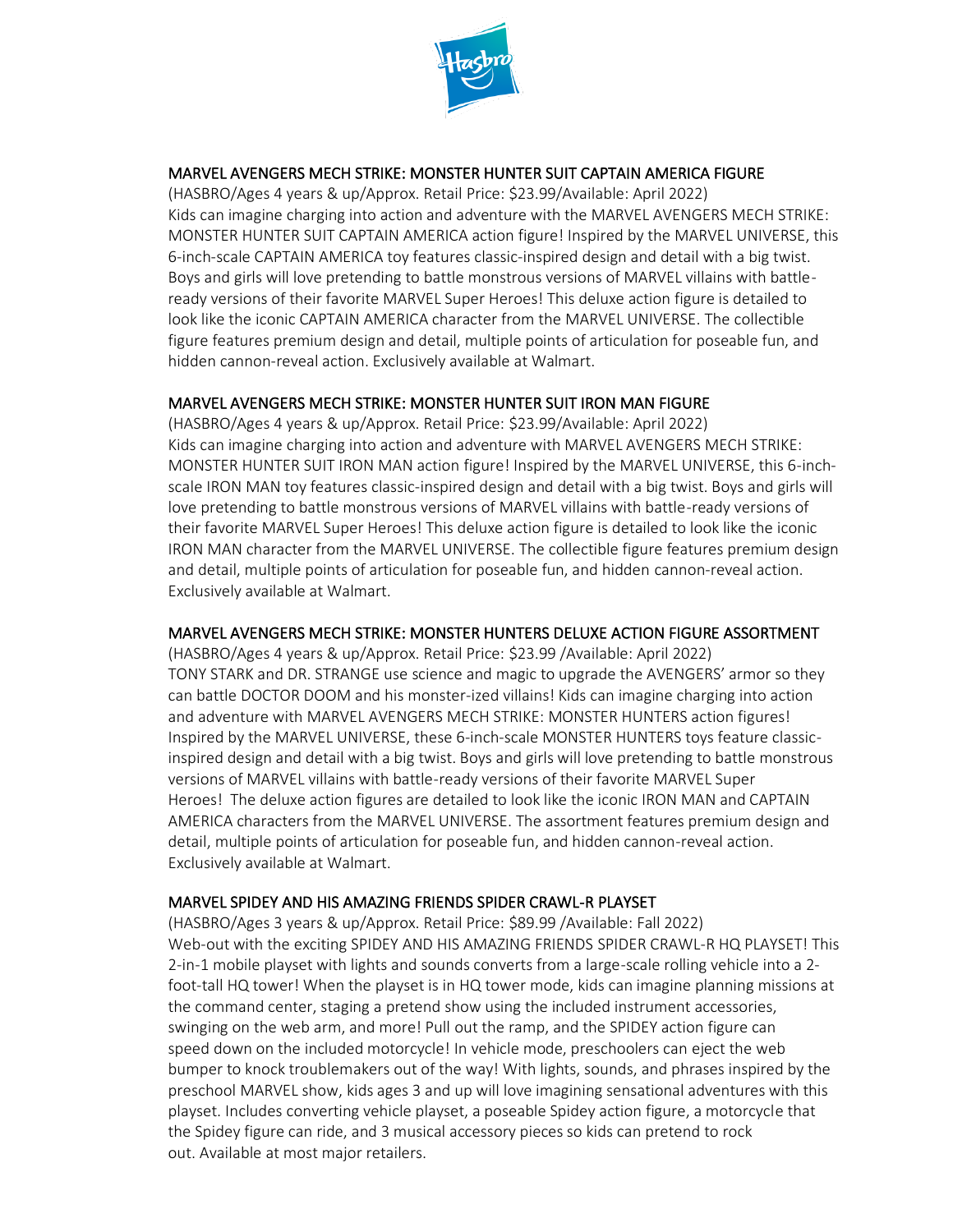## MARVEL AVENGERS MECH STRIKE: MONSTER HUNTER SUIT CAPTAIN AMERICA FIGURE

(HASBRO/Ages 4 years & up/Approx. Retail Price: $23.99/Available: April 2022)
Kids can imagine charging into action and adventure with the MARVEL AVENGERS MECH STRIKE: MONSTER HUNTER SUIT CAPTAIN AMERICA action figure! Inspired by the MARVEL UNIVERSE, this 6-inch-scale CAPTAIN AMERICA toy features classic-inspired design and detail with a big twist. Boys and girls will love pretending to battle monstrous versions of MARVEL villains with battle-ready versions of their favorite MARVEL Super Heroes! This deluxe action figure is detailed to look like the iconic CAPTAIN AMERICA character from the MARVEL UNIVERSE. The collectible figure features premium design and detail, multiple points of articulation for poseable fun, and hidden cannon-reveal action. Exclusively available at Walmart.

## MARVEL AVENGERS MECH STRIKE: MONSTER HUNTER SUIT IRON MAN FIGURE

(HASBRO/Ages 4 years & up/Approx. Retail Price: $23.99/Available: April 2022)
Kids can imagine charging into action and adventure with MARVEL AVENGERS MECH STRIKE: MONSTER HUNTER SUIT IRON MAN action figure! Inspired by the MARVEL UNIVERSE, this 6-inch-scale IRON MAN toy features classic-inspired design and detail with a big twist. Boys and girls will love pretending to battle monstrous versions of MARVEL villains with battle-ready versions of their favorite MARVEL Super Heroes! This deluxe action figure is detailed to look like the iconic IRON MAN character from the MARVEL UNIVERSE. The collectible figure features premium design and detail, multiple points of articulation for poseable fun, and hidden cannon-reveal action. Exclusively available at Walmart.

## MARVEL AVENGERS MECH STRIKE: MONSTER HUNTERS DELUXE ACTION FIGURE ASSORTMENT

(HASBRO/Ages 4 years & up/Approx. Retail Price: $23.99 /Available: April 2022)
TONY STARK and DR. STRANGE use science and magic to upgrade the AVENGERS' armor so they can battle DOCTOR DOOM and his monster-ized villains! Kids can imagine charging into action and adventure with MARVEL AVENGERS MECH STRIKE: MONSTER HUNTERS action figures! Inspired by the MARVEL UNIVERSE, these 6-inch-scale MONSTER HUNTERS toys feature classic-inspired design and detail with a big twist. Boys and girls will love pretending to battle monstrous versions of MARVEL villains with battle-ready versions of their favorite MARVEL Super Heroes! The deluxe action figures are detailed to look like the iconic IRON MAN and CAPTAIN AMERICA characters from the MARVEL UNIVERSE. The assortment features premium design and detail, multiple points of articulation for poseable fun, and hidden cannon-reveal action. Exclusively available at Walmart.

## MARVEL SPIDEY AND HIS AMAZING FRIENDS SPIDER CRAWL-R PLAYSET

(HASBRO/Ages 3 years & up/Approx. Retail Price: $89.99 /Available: Fall 2022)
Web-out with the exciting SPIDEY AND HIS AMAZING FRIENDS SPIDER CRAWL-R HQ PLAYSET! This 2-in-1 mobile playset with lights and sounds converts from a large-scale rolling vehicle into a 2-foot-tall HQ tower! When the playset is in HQ tower mode, kids can imagine planning missions at the command center, staging a pretend show using the included instrument accessories, swinging on the web arm, and more! Pull out the ramp, and the SPIDEY action figure can speed down on the included motorcycle! In vehicle mode, preschoolers can eject the web bumper to knock troublemakers out of the way! With lights, sounds, and phrases inspired by the preschool MARVEL show, kids ages 3 and up will love imagining sensational adventures with this playset. Includes converting vehicle playset, a poseable Spidey action figure, a motorcycle that the Spidey figure can ride, and 3 musical accessory pieces so kids can pretend to rock out. Available at most major retailers.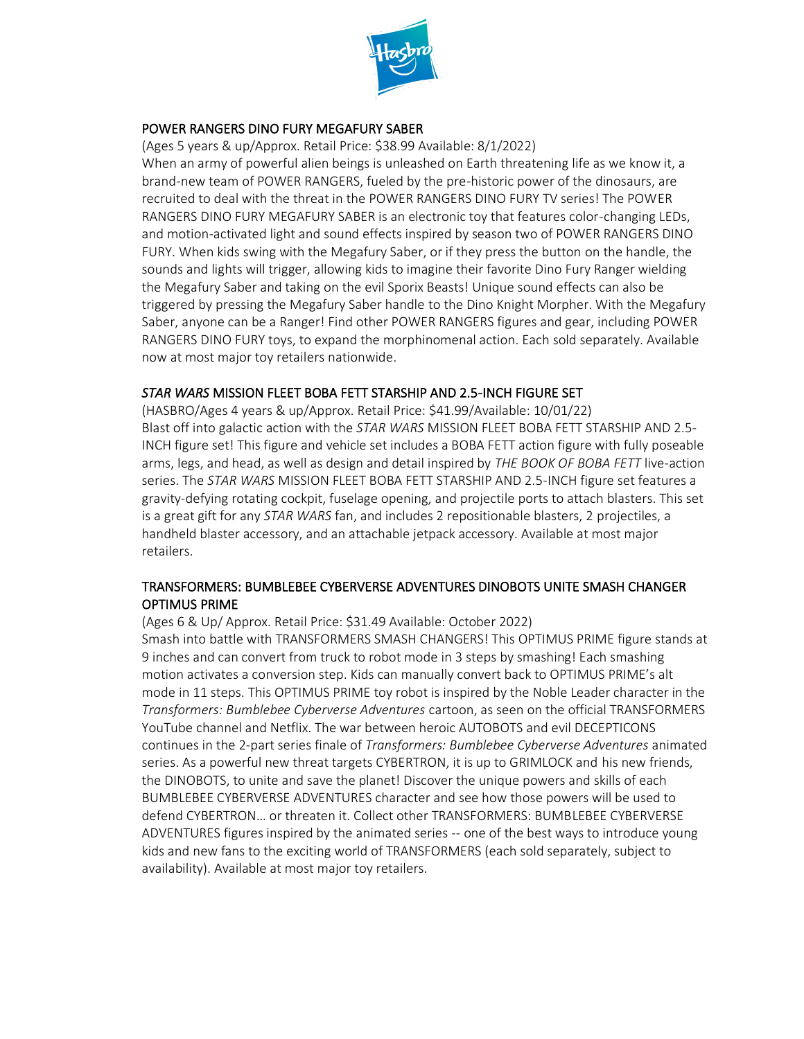## POWER RANGERS DINO FURY MEGAFURY SABER

(Ages 5 years & up/Approx. Retail Price: $38.99 Available: 8/1/2022)

When an army of powerful alien beings is unleashed on Earth threatening life as we know it, a brand-new team of POWER RANGERS, fueled by the pre-historic power of the dinosaurs, are recruited to deal with the threat in the POWER RANGERS DINO FURY TV series! The POWER RANGERS DINO FURY MEGAFURY SABER is an electronic toy that features color-changing LEDs, and motion-activated light and sound effects inspired by season two of POWER RANGERS DINO FURY. When kids swing with the Megafury Saber, or if they press the button on the handle, the sounds and lights will trigger, allowing kids to imagine their favorite Dino Fury Ranger wielding the Megafury Saber and taking on the evil Sporix Beasts! Unique sound effects can also be triggered by pressing the Megafury Saber handle to the Dino Knight Morpher. With the Megafury Saber, anyone can be a Ranger! Find other POWER RANGERS figures and gear, including POWER RANGERS DINO FURY toys, to expand the morphinomenal action. Each sold separately. Available now at most major toy retailers nationwide.

## *STAR WARS* MISSION FLEET BOBA FETT STARSHIP AND 2.5-INCH FIGURE SET

(HASBRO/Ages 4 years & up/Approx. Retail Price: $41.99/Available: 10/01/22)

Blast off into galactic action with the *STAR WARS* MISSION FLEET BOBA FETT STARSHIP AND 2.5-INCH figure set! This figure and vehicle set includes a BOBA FETT action figure with fully poseable arms, legs, and head, as well as design and detail inspired by *THE BOOK OF BOBA FETT* live-action series. The *STAR WARS* MISSION FLEET BOBA FETT STARSHIP AND 2.5-INCH figure set features a gravity-defying rotating cockpit, fuselage opening, and projectile ports to attach blasters. This set is a great gift for any *STAR WARS* fan, and includes 2 repositionable blasters, 2 projectiles, a handheld blaster accessory, and an attachable jetpack accessory. Available at most major retailers.

## TRANSFORMERS: BUMBLEBEE CYBERVERSE ADVENTURES DINOBOTS UNITE SMASH CHANGER OPTIMUS PRIME

(Ages 6 & Up/ Approx. Retail Price: $31.49 Available: October 2022)

Smash into battle with TRANSFORMERS SMASH CHANGERS! This OPTIMUS PRIME figure stands at 9 inches and can convert from truck to robot mode in 3 steps by smashing! Each smashing motion activates a conversion step. Kids can manually convert back to OPTIMUS PRIME's alt mode in 11 steps. This OPTIMUS PRIME toy robot is inspired by the Noble Leader character in the *Transformers: Bumblebee Cyberverse Adventures* cartoon, as seen on the official TRANSFORMERS YouTube channel and Netflix. The war between heroic AUTOBOTS and evil DECEPTICONS continues in the 2-part series finale of *Transformers: Bumblebee Cyberverse Adventures* animated series. As a powerful new threat targets CYBERTRON, it is up to GRIMLOCK and his new friends, the DINOBOTS, to unite and save the planet! Discover the unique powers and skills of each BUMBLEBEE CYBERVERSE ADVENTURES character and see how those powers will be used to defend CYBERTRON… or threaten it. Collect other TRANSFORMERS: BUMBLEBEE CYBERVERSE ADVENTURES figures inspired by the animated series -- one of the best ways to introduce young kids and new fans to the exciting world of TRANSFORMERS (each sold separately, subject to availability). Available at most major toy retailers.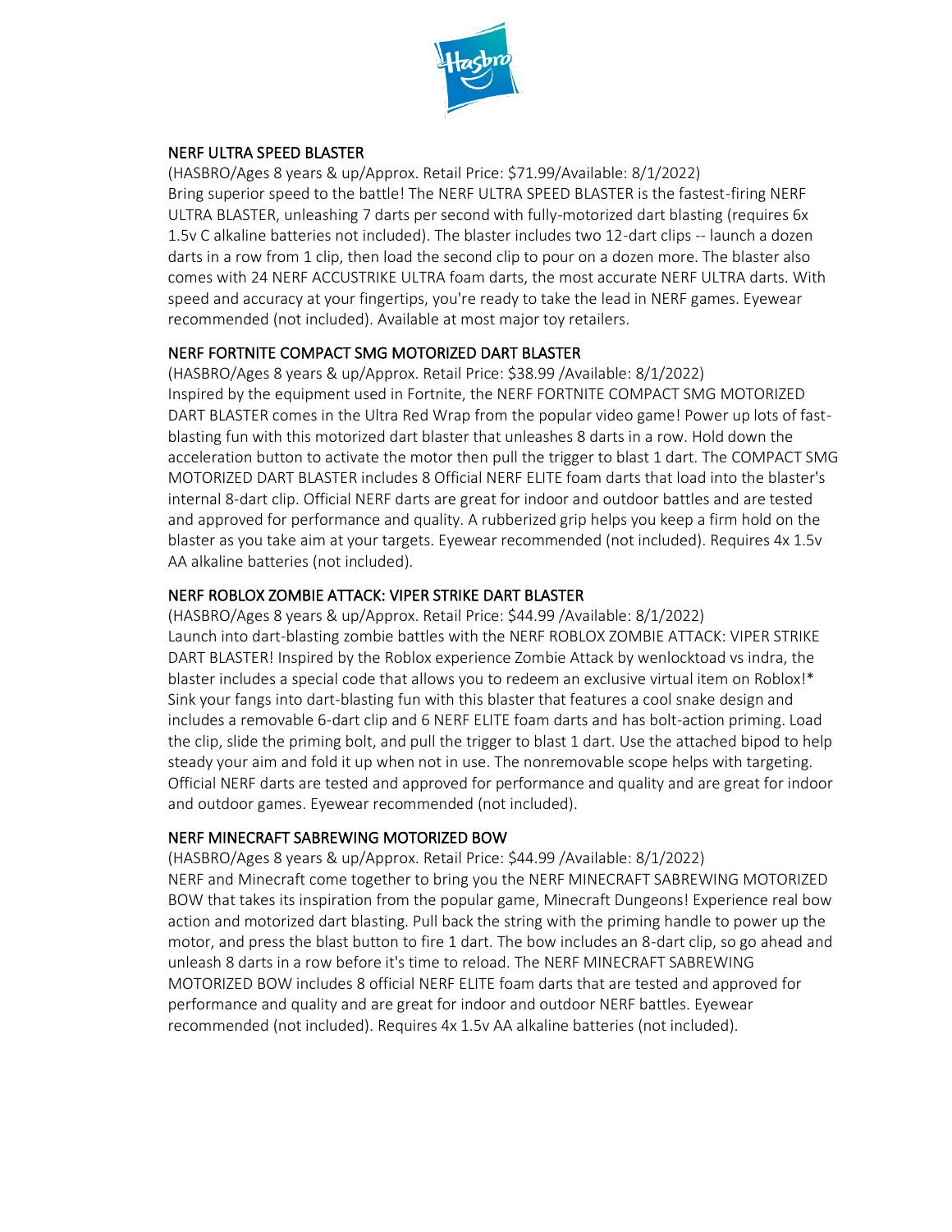## NERF ULTRA SPEED BLASTER

(HASBRO/Ages 8 years & up/Approx. Retail Price: $71.99/Available: 8/1/2022)
Bring superior speed to the battle! The NERF ULTRA SPEED BLASTER is the fastest-firing NERF ULTRA BLASTER, unleashing 7 darts per second with fully-motorized dart blasting (requires 6x 1.5v C alkaline batteries not included). The blaster includes two 12-dart clips -- launch a dozen darts in a row from 1 clip, then load the second clip to pour on a dozen more. The blaster also comes with 24 NERF ACCUSTRIKE ULTRA foam darts, the most accurate NERF ULTRA darts. With speed and accuracy at your fingertips, you're ready to take the lead in NERF games. Eyewear recommended (not included). Available at most major toy retailers.

## NERF FORTNITE COMPACT SMG MOTORIZED DART BLASTER

(HASBRO/Ages 8 years & up/Approx. Retail Price: $38.99 /Available: 8/1/2022)
Inspired by the equipment used in Fortnite, the NERF FORTNITE COMPACT SMG MOTORIZED DART BLASTER comes in the Ultra Red Wrap from the popular video game! Power up lots of fast-blasting fun with this motorized dart blaster that unleashes 8 darts in a row. Hold down the acceleration button to activate the motor then pull the trigger to blast 1 dart. The COMPACT SMG MOTORIZED DART BLASTER includes 8 Official NERF ELITE foam darts that load into the blaster's internal 8-dart clip. Official NERF darts are great for indoor and outdoor battles and are tested and approved for performance and quality. A rubberized grip helps you keep a firm hold on the blaster as you take aim at your targets. Eyewear recommended (not included). Requires 4x 1.5v AA alkaline batteries (not included).

## NERF ROBLOX ZOMBIE ATTACK: VIPER STRIKE DART BLASTER

(HASBRO/Ages 8 years & up/Approx. Retail Price: $44.99 /Available: 8/1/2022)
Launch into dart-blasting zombie battles with the NERF ROBLOX ZOMBIE ATTACK: VIPER STRIKE DART BLASTER! Inspired by the Roblox experience Zombie Attack by wenlocktoad vs indra, the blaster includes a special code that allows you to redeem an exclusive virtual item on Roblox!* Sink your fangs into dart-blasting fun with this blaster that features a cool snake design and includes a removable 6-dart clip and 6 NERF ELITE foam darts and has bolt-action priming. Load the clip, slide the priming bolt, and pull the trigger to blast 1 dart. Use the attached bipod to help steady your aim and fold it up when not in use. The nonremovable scope helps with targeting. Official NERF darts are tested and approved for performance and quality and are great for indoor and outdoor games. Eyewear recommended (not included).

## NERF MINECRAFT SABREWING MOTORIZED BOW

(HASBRO/Ages 8 years & up/Approx. Retail Price: $44.99 /Available: 8/1/2022)
NERF and Minecraft come together to bring you the NERF MINECRAFT SABREWING MOTORIZED BOW that takes its inspiration from the popular game, Minecraft Dungeons! Experience real bow action and motorized dart blasting. Pull back the string with the priming handle to power up the motor, and press the blast button to fire 1 dart. The bow includes an 8-dart clip, so go ahead and unleash 8 darts in a row before it's time to reload. The NERF MINECRAFT SABREWING MOTORIZED BOW includes 8 official NERF ELITE foam darts that are tested and approved for performance and quality and are great for indoor and outdoor NERF battles. Eyewear recommended (not included). Requires 4x 1.5v AA alkaline batteries (not included).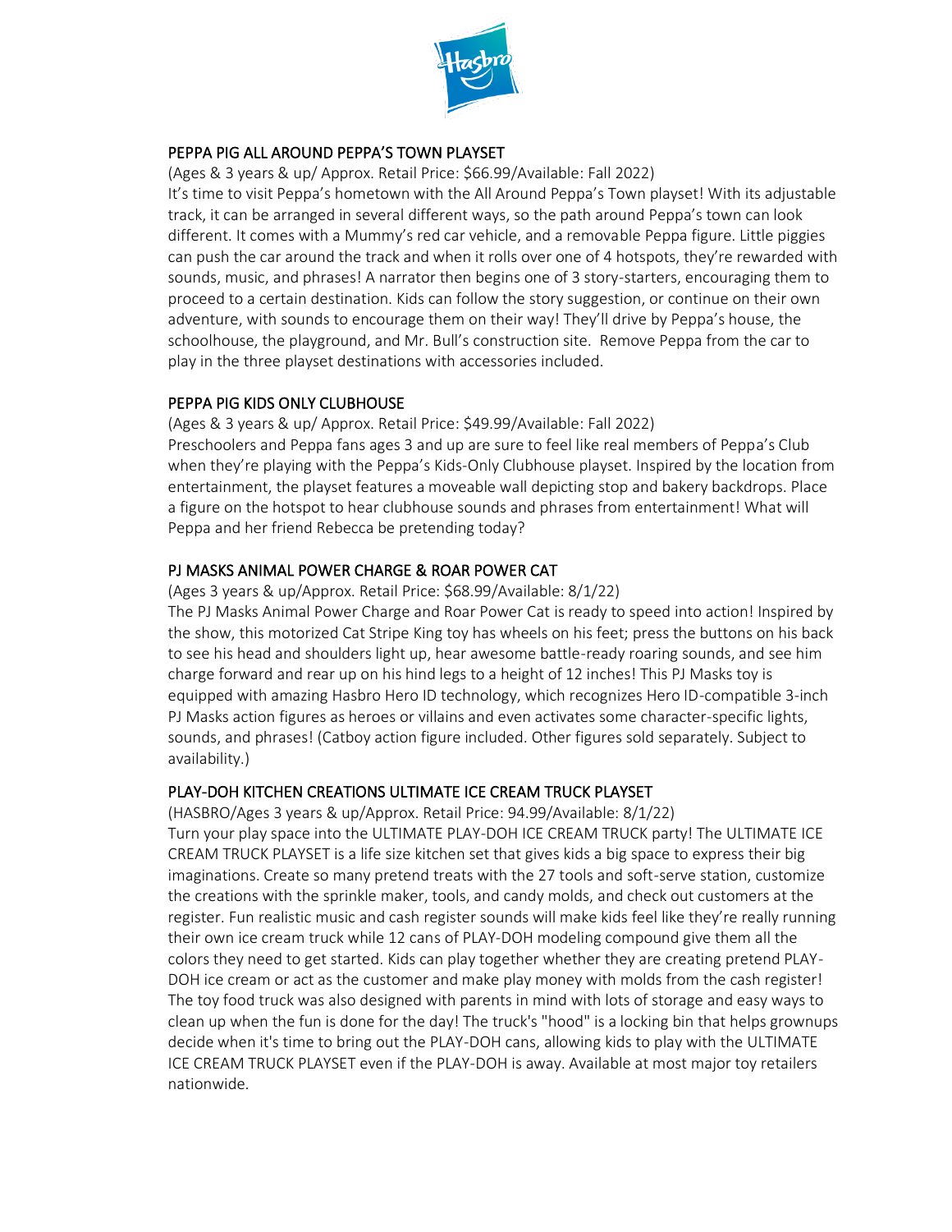## PEPPA PIG ALL AROUND PEPPA'S TOWN PLAYSET

(Ages & 3 years & up/ Approx. Retail Price: $66.99/Available: Fall 2022)
It's time to visit Peppa's hometown with the All Around Peppa's Town playset! With its adjustable track, it can be arranged in several different ways, so the path around Peppa's town can look different. It comes with a Mummy's red car vehicle, and a removable Peppa figure. Little piggies can push the car around the track and when it rolls over one of 4 hotspots, they're rewarded with sounds, music, and phrases! A narrator then begins one of 3 story-starters, encouraging them to proceed to a certain destination. Kids can follow the story suggestion, or continue on their own adventure, with sounds to encourage them on their way! They'll drive by Peppa's house, the schoolhouse, the playground, and Mr. Bull's construction site. Remove Peppa from the car to play in the three playset destinations with accessories included.

## PEPPA PIG KIDS ONLY CLUBHOUSE

(Ages & 3 years & up/ Approx. Retail Price: $49.99/Available: Fall 2022)
Preschoolers and Peppa fans ages 3 and up are sure to feel like real members of Peppa's Club when they're playing with the Peppa's Kids-Only Clubhouse playset. Inspired by the location from entertainment, the playset features a moveable wall depicting stop and bakery backdrops. Place a figure on the hotspot to hear clubhouse sounds and phrases from entertainment! What will Peppa and her friend Rebecca be pretending today?

## PJ MASKS ANIMAL POWER CHARGE & ROAR POWER CAT

(Ages 3 years & up/Approx. Retail Price: $68.99/Available: 8/1/22)
The PJ Masks Animal Power Charge and Roar Power Cat is ready to speed into action! Inspired by the show, this motorized Cat Stripe King toy has wheels on his feet; press the buttons on his back to see his head and shoulders light up, hear awesome battle-ready roaring sounds, and see him charge forward and rear up on his hind legs to a height of 12 inches! This PJ Masks toy is equipped with amazing Hasbro Hero ID technology, which recognizes Hero ID-compatible 3-inch PJ Masks action figures as heroes or villains and even activates some character-specific lights, sounds, and phrases! (Catboy action figure included. Other figures sold separately. Subject to availability.)

## PLAY-DOH KITCHEN CREATIONS ULTIMATE ICE CREAM TRUCK PLAYSET

(HASBRO/Ages 3 years & up/Approx. Retail Price: 94.99/Available: 8/1/22)
Turn your play space into the ULTIMATE PLAY-DOH ICE CREAM TRUCK party! The ULTIMATE ICE CREAM TRUCK PLAYSET is a life size kitchen set that gives kids a big space to express their big imaginations. Create so many pretend treats with the 27 tools and soft-serve station, customize the creations with the sprinkle maker, tools, and candy molds, and check out customers at the register. Fun realistic music and cash register sounds will make kids feel like they're really running their own ice cream truck while 12 cans of PLAY-DOH modeling compound give them all the colors they need to get started. Kids can play together whether they are creating pretend PLAY-DOH ice cream or act as the customer and make play money with molds from the cash register! The toy food truck was also designed with parents in mind with lots of storage and easy ways to clean up when the fun is done for the day! The truck's "hood" is a locking bin that helps grownups decide when it's time to bring out the PLAY-DOH cans, allowing kids to play with the ULTIMATE ICE CREAM TRUCK PLAYSET even if the PLAY-DOH is away. Available at most major toy retailers nationwide.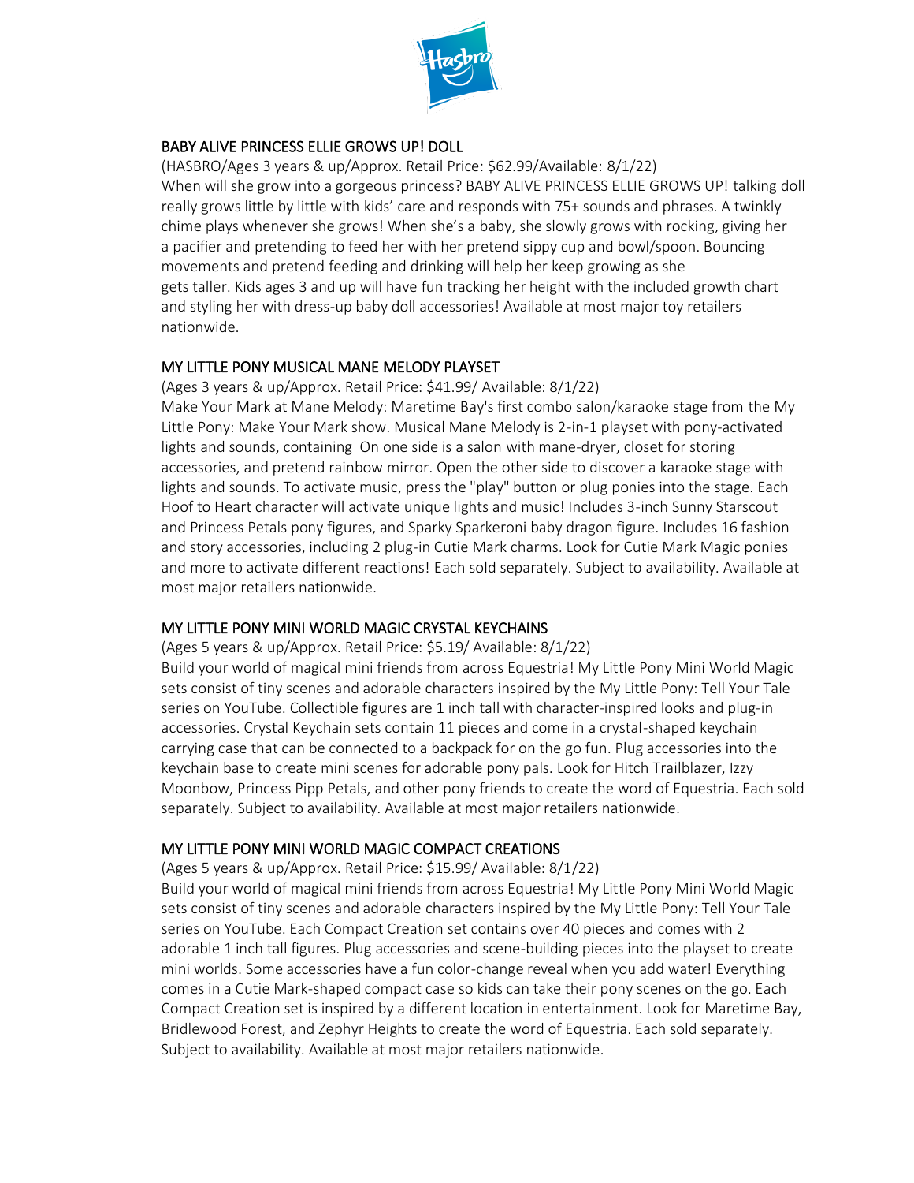## BABY ALIVE PRINCESS ELLIE GROWS UP! DOLL

(HASBRO/Ages 3 years & up/Approx. Retail Price: $62.99/Available: 8/1/22)
When will she grow into a gorgeous princess? BABY ALIVE PRINCESS ELLIE GROWS UP! talking doll really grows little by little with kids' care and responds with 75+ sounds and phrases. A twinkly chime plays whenever she grows! When she's a baby, she slowly grows with rocking, giving her a pacifier and pretending to feed her with her pretend sippy cup and bowl/spoon. Bouncing movements and pretend feeding and drinking will help her keep growing as she gets taller. Kids ages 3 and up will have fun tracking her height with the included growth chart and styling her with dress-up baby doll accessories! Available at most major toy retailers nationwide.

## MY LITTLE PONY MUSICAL MANE MELODY PLAYSET

(Ages 3 years & up/Approx. Retail Price: $41.99/ Available: 8/1/22)
Make Your Mark at Mane Melody: Maretime Bay's first combo salon/karaoke stage from the My Little Pony: Make Your Mark show. Musical Mane Melody is 2-in-1 playset with pony-activated lights and sounds, containing On one side is a salon with mane-dryer, closet for storing accessories, and pretend rainbow mirror. Open the other side to discover a karaoke stage with lights and sounds. To activate music, press the "play" button or plug ponies into the stage. Each Hoof to Heart character will activate unique lights and music! Includes 3-inch Sunny Starscout and Princess Petals pony figures, and Sparky Sparkeroni baby dragon figure. Includes 16 fashion and story accessories, including 2 plug-in Cutie Mark charms. Look for Cutie Mark Magic ponies and more to activate different reactions! Each sold separately. Subject to availability. Available at most major retailers nationwide.

## MY LITTLE PONY MINI WORLD MAGIC CRYSTAL KEYCHAINS

(Ages 5 years & up/Approx. Retail Price: $5.19/ Available: 8/1/22)
Build your world of magical mini friends from across Equestria! My Little Pony Mini World Magic sets consist of tiny scenes and adorable characters inspired by the My Little Pony: Tell Your Tale series on YouTube. Collectible figures are 1 inch tall with character-inspired looks and plug-in accessories. Crystal Keychain sets contain 11 pieces and come in a crystal-shaped keychain carrying case that can be connected to a backpack for on the go fun. Plug accessories into the keychain base to create mini scenes for adorable pony pals. Look for Hitch Trailblazer, Izzy Moonbow, Princess Pipp Petals, and other pony friends to create the word of Equestria. Each sold separately. Subject to availability. Available at most major retailers nationwide.

## MY LITTLE PONY MINI WORLD MAGIC COMPACT CREATIONS

(Ages 5 years & up/Approx. Retail Price: $15.99/ Available: 8/1/22)
Build your world of magical mini friends from across Equestria! My Little Pony Mini World Magic sets consist of tiny scenes and adorable characters inspired by the My Little Pony: Tell Your Tale series on YouTube. Each Compact Creation set contains over 40 pieces and comes with 2 adorable 1 inch tall figures. Plug accessories and scene-building pieces into the playset to create mini worlds. Some accessories have a fun color-change reveal when you add water! Everything comes in a Cutie Mark-shaped compact case so kids can take their pony scenes on the go. Each Compact Creation set is inspired by a different location in entertainment. Look for Maretime Bay, Bridlewood Forest, and Zephyr Heights to create the word of Equestria. Each sold separately. Subject to availability. Available at most major retailers nationwide.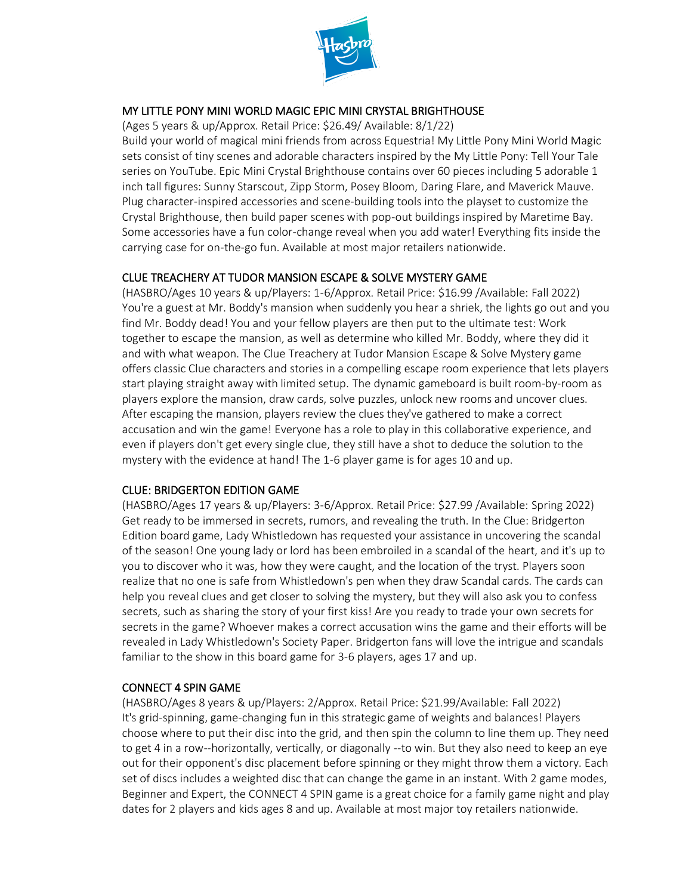## MY LITTLE PONY MINI WORLD MAGIC EPIC MINI CRYSTAL BRIGHTHOUSE

(Ages 5 years & up/Approx. Retail Price: $26.49/ Available: 8/1/22)

Build your world of magical mini friends from across Equestria! My Little Pony Mini World Magic sets consist of tiny scenes and adorable characters inspired by the My Little Pony: Tell Your Tale series on YouTube. Epic Mini Crystal Brighthouse contains over 60 pieces including 5 adorable 1 inch tall figures: Sunny Starscout, Zipp Storm, Posey Bloom, Daring Flare, and Maverick Mauve. Plug character-inspired accessories and scene-building tools into the playset to customize the Crystal Brighthouse, then build paper scenes with pop-out buildings inspired by Maretime Bay. Some accessories have a fun color-change reveal when you add water! Everything fits inside the carrying case for on-the-go fun. Available at most major retailers nationwide.

## CLUE TREACHERY AT TUDOR MANSION ESCAPE & SOLVE MYSTERY GAME

(HASBRO/Ages 10 years & up/Players: 1-6/Approx. Retail Price: $16.99 /Available: Fall 2022)

You're a guest at Mr. Boddy's mansion when suddenly you hear a shriek, the lights go out and you find Mr. Boddy dead! You and your fellow players are then put to the ultimate test: Work together to escape the mansion, as well as determine who killed Mr. Boddy, where they did it and with what weapon. The Clue Treachery at Tudor Mansion Escape & Solve Mystery game offers classic Clue characters and stories in a compelling escape room experience that lets players start playing straight away with limited setup. The dynamic gameboard is built room-by-room as players explore the mansion, draw cards, solve puzzles, unlock new rooms and uncover clues. After escaping the mansion, players review the clues they've gathered to make a correct accusation and win the game! Everyone has a role to play in this collaborative experience, and even if players don't get every single clue, they still have a shot to deduce the solution to the mystery with the evidence at hand! The 1-6 player game is for ages 10 and up.

## CLUE: BRIDGERTON EDITION GAME

(HASBRO/Ages 17 years & up/Players: 3-6/Approx. Retail Price: $27.99 /Available: Spring 2022)

Get ready to be immersed in secrets, rumors, and revealing the truth. In the Clue: Bridgerton Edition board game, Lady Whistledown has requested your assistance in uncovering the scandal of the season! One young lady or lord has been embroiled in a scandal of the heart, and it's up to you to discover who it was, how they were caught, and the location of the tryst. Players soon realize that no one is safe from Whistledown's pen when they draw Scandal cards. The cards can help you reveal clues and get closer to solving the mystery, but they will also ask you to confess secrets, such as sharing the story of your first kiss! Are you ready to trade your own secrets for secrets in the game? Whoever makes a correct accusation wins the game and their efforts will be revealed in Lady Whistledown's Society Paper. Bridgerton fans will love the intrigue and scandals familiar to the show in this board game for 3-6 players, ages 17 and up.

## CONNECT 4 SPIN GAME

(HASBRO/Ages 8 years & up/Players: 2/Approx. Retail Price: $21.99/Available: Fall 2022)

It's grid-spinning, game-changing fun in this strategic game of weights and balances! Players choose where to put their disc into the grid, and then spin the column to line them up. They need to get 4 in a row--horizontally, vertically, or diagonally --to win. But they also need to keep an eye out for their opponent's disc placement before spinning or they might throw them a victory. Each set of discs includes a weighted disc that can change the game in an instant. With 2 game modes, Beginner and Expert, the CONNECT 4 SPIN game is a great choice for a family game night and play dates for 2 players and kids ages 8 and up. Available at most major toy retailers nationwide.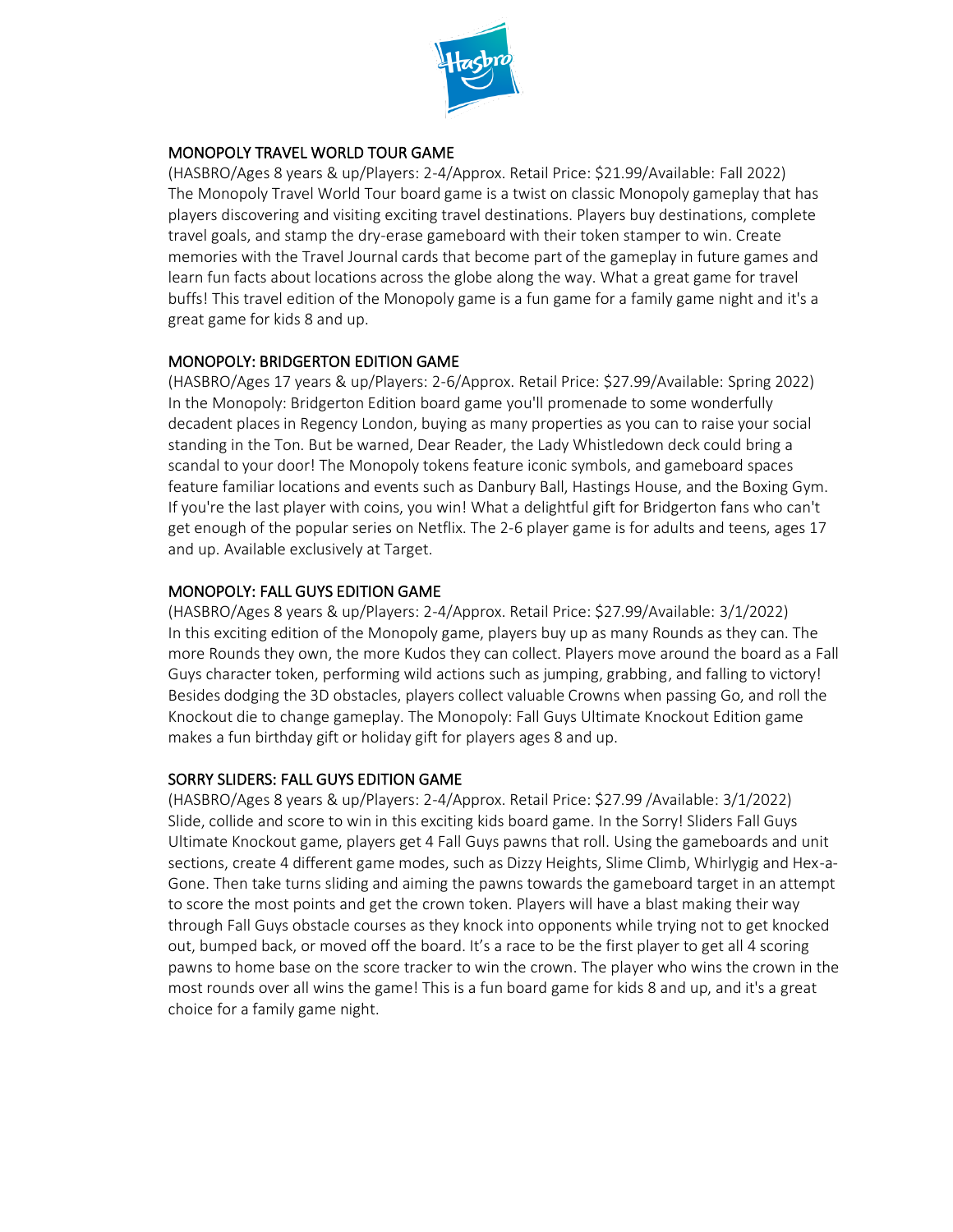## MONOPOLY TRAVEL WORLD TOUR GAME

(HASBRO/Ages 8 years & up/Players: 2-4/Approx. Retail Price: $21.99/Available: Fall 2022)
The Monopoly Travel World Tour board game is a twist on classic Monopoly gameplay that has players discovering and visiting exciting travel destinations. Players buy destinations, complete travel goals, and stamp the dry-erase gameboard with their token stamper to win. Create memories with the Travel Journal cards that become part of the gameplay in future games and learn fun facts about locations across the globe along the way. What a great game for travel buffs! This travel edition of the Monopoly game is a fun game for a family game night and it's a great game for kids 8 and up.

## MONOPOLY: BRIDGERTON EDITION GAME

(HASBRO/Ages 17 years & up/Players: 2-6/Approx. Retail Price: $27.99/Available: Spring 2022)
In the Monopoly: Bridgerton Edition board game you'll promenade to some wonderfully decadent places in Regency London, buying as many properties as you can to raise your social standing in the Ton. But be warned, Dear Reader, the Lady Whistledown deck could bring a scandal to your door! The Monopoly tokens feature iconic symbols, and gameboard spaces feature familiar locations and events such as Danbury Ball, Hastings House, and the Boxing Gym. If you're the last player with coins, you win! What a delightful gift for Bridgerton fans who can't get enough of the popular series on Netflix. The 2-6 player game is for adults and teens, ages 17 and up. Available exclusively at Target.

## MONOPOLY: FALL GUYS EDITION GAME

(HASBRO/Ages 8 years & up/Players: 2-4/Approx. Retail Price: $27.99/Available: 3/1/2022)
In this exciting edition of the Monopoly game, players buy up as many Rounds as they can. The more Rounds they own, the more Kudos they can collect. Players move around the board as a Fall Guys character token, performing wild actions such as jumping, grabbing, and falling to victory! Besides dodging the 3D obstacles, players collect valuable Crowns when passing Go, and roll the Knockout die to change gameplay. The Monopoly: Fall Guys Ultimate Knockout Edition game makes a fun birthday gift or holiday gift for players ages 8 and up.

## SORRY SLIDERS: FALL GUYS EDITION GAME

(HASBRO/Ages 8 years & up/Players: 2-4/Approx. Retail Price: $27.99 /Available: 3/1/2022)
Slide, collide and score to win in this exciting kids board game. In the Sorry! Sliders Fall Guys Ultimate Knockout game, players get 4 Fall Guys pawns that roll. Using the gameboards and unit sections, create 4 different game modes, such as Dizzy Heights, Slime Climb, Whirlygig and Hex-a-Gone. Then take turns sliding and aiming the pawns towards the gameboard target in an attempt to score the most points and get the crown token. Players will have a blast making their way through Fall Guys obstacle courses as they knock into opponents while trying not to get knocked out, bumped back, or moved off the board. It's a race to be the first player to get all 4 scoring pawns to home base on the score tracker to win the crown. The player who wins the crown in the most rounds over all wins the game! This is a fun board game for kids 8 and up, and it's a great choice for a family game night.